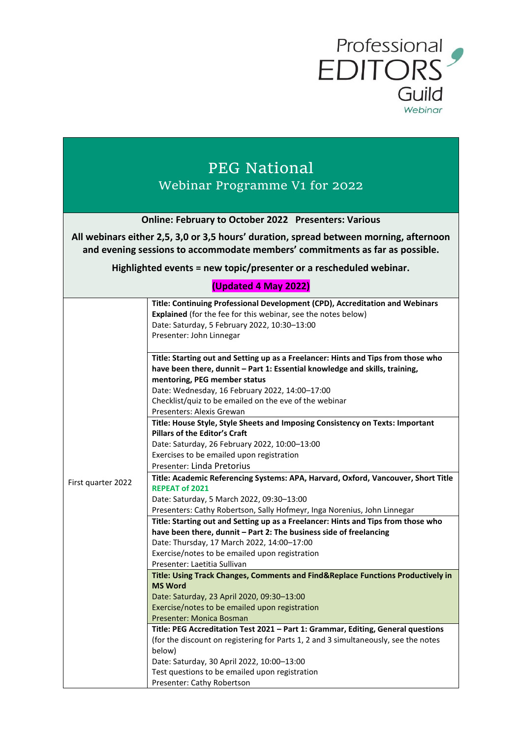Professional EDITORS Guild Webinar

# PEG National

## Webinar Programme V1 for 2022

**Online: February to October 2022 Presenters: Various**

**All webinars either 2,5, 3,0 or 3,5 hours' duration, spread between morning, afternoon and evening sessions to accommodate members' commitments as far as possible.**

**Highlighted events = new topic/presenter or a rescheduled webinar.**

**(Updated 4 May 2022)**

| | |
|---|---|
| First quarter 2022 | **Title: Continuing Professional Development (CPD), Accreditation and Webinars Explained** (for the fee for this webinar, see the notes below)<br>Date: Saturday, 5 February 2022, 10:30–13:00<br>Presenter: John Linnegar |
| | **Title: Starting out and Setting up as a Freelancer: Hints and Tips from those who have been there, dunnit – Part 1: Essential knowledge and skills, training, mentoring, PEG member status**<br>Date: Wednesday, 16 February 2022, 14:00–17:00<br>Checklist/quiz to be emailed on the eve of the webinar<br>Presenters: Alexis Grewan |
| | **Title: House Style, Style Sheets and Imposing Consistency on Texts: Important Pillars of the Editor's Craft**<br>Date: Saturday, 26 February 2022, 10:00–13:00<br>Exercises to be emailed upon registration<br>Presenter: Linda Pretorius |
| | **Title: Academic Referencing Systems: APA, Harvard, Oxford, Vancouver, Short Title**<br>**REPEAT of 2021**<br>Date: Saturday, 5 March 2022, 09:30–13:00<br>Presenters: Cathy Robertson, Sally Hofmeyr, Inga Norenius, John Linnegar |
| | **Title: Starting out and Setting up as a Freelancer: Hints and Tips from those who have been there, dunnit – Part 2: The business side of freelancing**<br>Date: Thursday, 17 March 2022, 14:00–17:00<br>Exercise/notes to be emailed upon registration<br>Presenter: Laetitia Sullivan |
| | **Title: Using Track Changes, Comments and Find&Replace Functions Productively in MS Word**<br>Date: Saturday, 23 April 2020, 09:30–13:00<br>Exercise/notes to be emailed upon registration<br>Presenter: Monica Bosman |
| | **Title: PEG Accreditation Test 2021 – Part 1: Grammar, Editing, General questions**<br>(for the discount on registering for Parts 1, 2 and 3 simultaneously, see the notes below)<br>Date: Saturday, 30 April 2022, 10:00–13:00<br>Test questions to be emailed upon registration<br>Presenter: Cathy Robertson |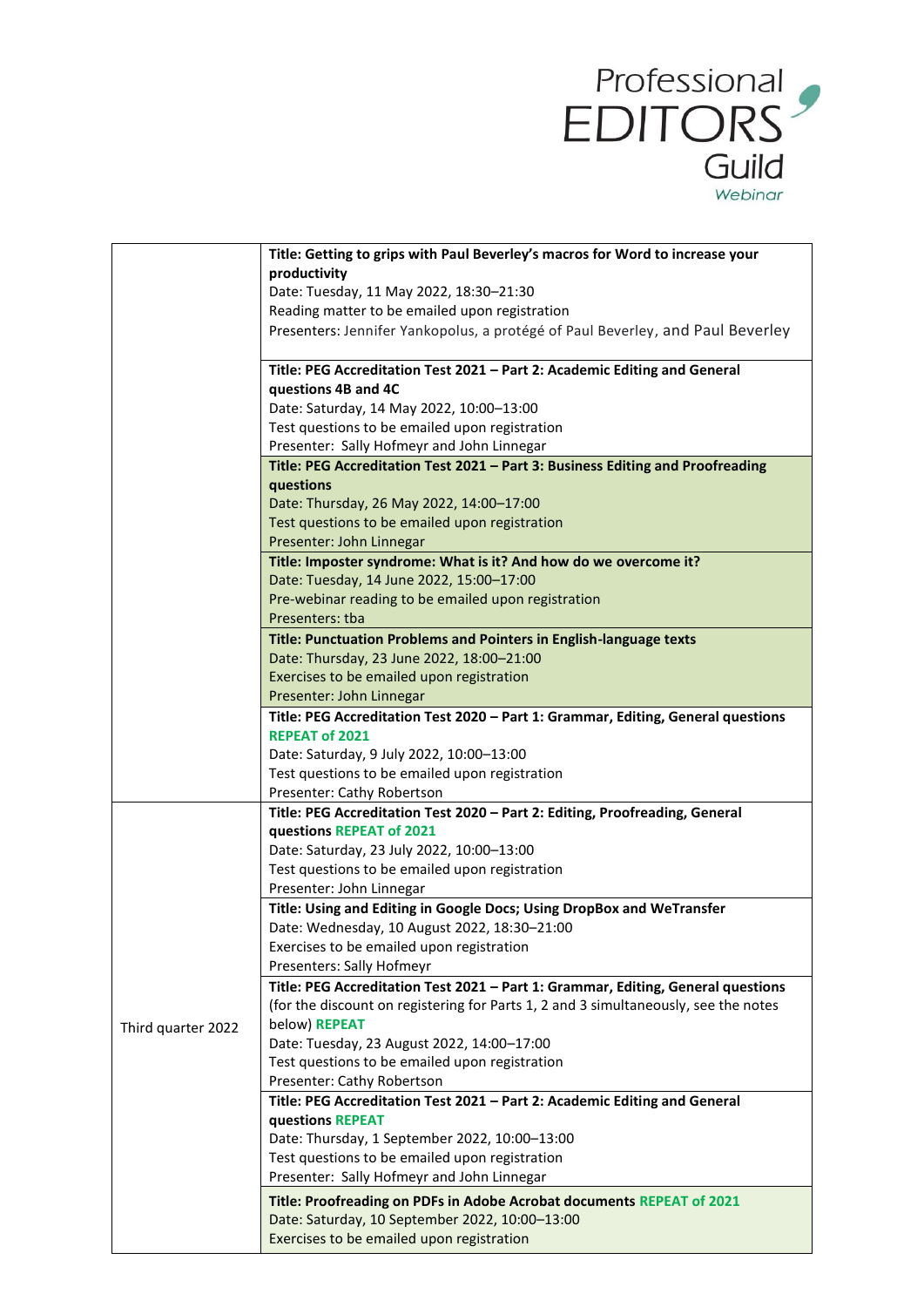Professional EDITORS Guild
*Webinar*

| | |
|---|---|
| | **Title: Getting to grips with Paul Beverley's macros for Word to increase your productivity**<br>Date: Tuesday, 11 May 2022, 18:30–21:30<br>Reading matter to be emailed upon registration<br>Presenters: Jennifer Yankopolus, a protégé of Paul Beverley, and Paul Beverley |
| | **Title: PEG Accreditation Test 2021 – Part 2: Academic Editing and General questions 4B and 4C**<br>Date: Saturday, 14 May 2022, 10:00–13:00<br>Test questions to be emailed upon registration<br>Presenter: Sally Hofmeyr and John Linnegar |
| | **Title: PEG Accreditation Test 2021 – Part 3: Business Editing and Proofreading questions**<br>Date: Thursday, 26 May 2022, 14:00–17:00<br>Test questions to be emailed upon registration<br>Presenter: John Linnegar |
| | **Title: Imposter syndrome: What is it? And how do we overcome it?**<br>Date: Tuesday, 14 June 2022, 15:00–17:00<br>Pre-webinar reading to be emailed upon registration<br>Presenters: tba |
| | **Title: Punctuation Problems and Pointers in English-language texts**<br>Date: Thursday, 23 June 2022, 18:00–21:00<br>Exercises to be emailed upon registration<br>Presenter: John Linnegar |
| | **Title: PEG Accreditation Test 2020 – Part 1: Grammar, Editing, General questions REPEAT of 2021**<br>Date: Saturday, 9 July 2022, 10:00–13:00<br>Test questions to be emailed upon registration<br>Presenter: Cathy Robertson |
| Third quarter 2022 | **Title: PEG Accreditation Test 2020 – Part 2: Editing, Proofreading, General questions REPEAT of 2021**<br>Date: Saturday, 23 July 2022, 10:00–13:00<br>Test questions to be emailed upon registration<br>Presenter: John Linnegar |
| | **Title: Using and Editing in Google Docs; Using DropBox and WeTransfer**<br>Date: Wednesday, 10 August 2022, 18:30–21:00<br>Exercises to be emailed upon registration<br>Presenters: Sally Hofmeyr |
| | **Title: PEG Accreditation Test 2021 – Part 1: Grammar, Editing, General questions** (for the discount on registering for Parts 1, 2 and 3 simultaneously, see the notes below) **REPEAT**<br>Date: Tuesday, 23 August 2022, 14:00–17:00<br>Test questions to be emailed upon registration<br>Presenter: Cathy Robertson |
| | **Title: PEG Accreditation Test 2021 – Part 2: Academic Editing and General questions REPEAT**<br>Date: Thursday, 1 September 2022, 10:00–13:00<br>Test questions to be emailed upon registration<br>Presenter: Sally Hofmeyr and John Linnegar |
| | **Title: Proofreading on PDFs in Adobe Acrobat documents REPEAT of 2021**<br>Date: Saturday, 10 September 2022, 10:00–13:00<br>Exercises to be emailed upon registration |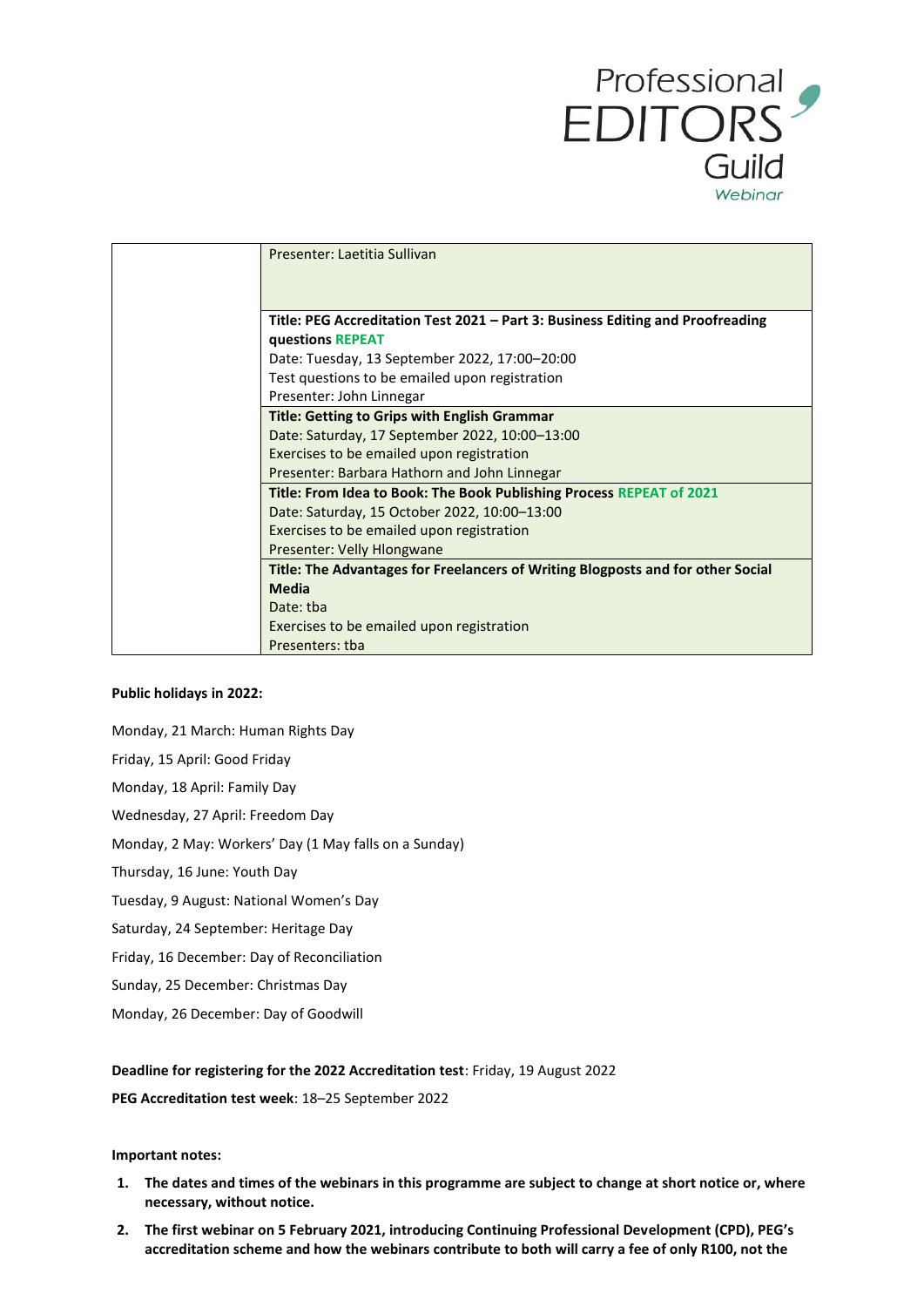| | |
|---|---|
| | Presenter: Laetitia Sullivan |
| | **Title: PEG Accreditation Test 2021 – Part 3: Business Editing and Proofreading questions REPEAT**<br>Date: Tuesday, 13 September 2022, 17:00–20:00<br>Test questions to be emailed upon registration<br>Presenter: John Linnegar |
| | **Title: Getting to Grips with English Grammar**<br>Date: Saturday, 17 September 2022, 10:00–13:00<br>Exercises to be emailed upon registration<br>Presenter: Barbara Hathorn and John Linnegar |
| | **Title: From Idea to Book: The Book Publishing Process REPEAT of 2021**<br>Date: Saturday, 15 October 2022, 10:00–13:00<br>Exercises to be emailed upon registration<br>Presenter: Velly Hlongwane |
| | **Title: The Advantages for Freelancers of Writing Blogposts and for other Social Media**<br>Date: tba<br>Exercises to be emailed upon registration<br>Presenters: tba |

**Public holidays in 2022:**

Monday, 21 March: Human Rights Day

Friday, 15 April: Good Friday

Monday, 18 April: Family Day

Wednesday, 27 April: Freedom Day

Monday, 2 May: Workers' Day (1 May falls on a Sunday)

Thursday, 16 June: Youth Day

Tuesday, 9 August: National Women's Day

Saturday, 24 September: Heritage Day

Friday, 16 December: Day of Reconciliation

Sunday, 25 December: Christmas Day

Monday, 26 December: Day of Goodwill

**Deadline for registering for the 2022 Accreditation test**: Friday, 19 August 2022

**PEG Accreditation test week**: 18–25 September 2022

**Important notes:**

1. **The dates and times of the webinars in this programme are subject to change at short notice or, where necessary, without notice.**
2. **The first webinar on 5 February 2021, introducing Continuing Professional Development (CPD), PEG's accreditation scheme and how the webinars contribute to both will carry a fee of only R100, not the**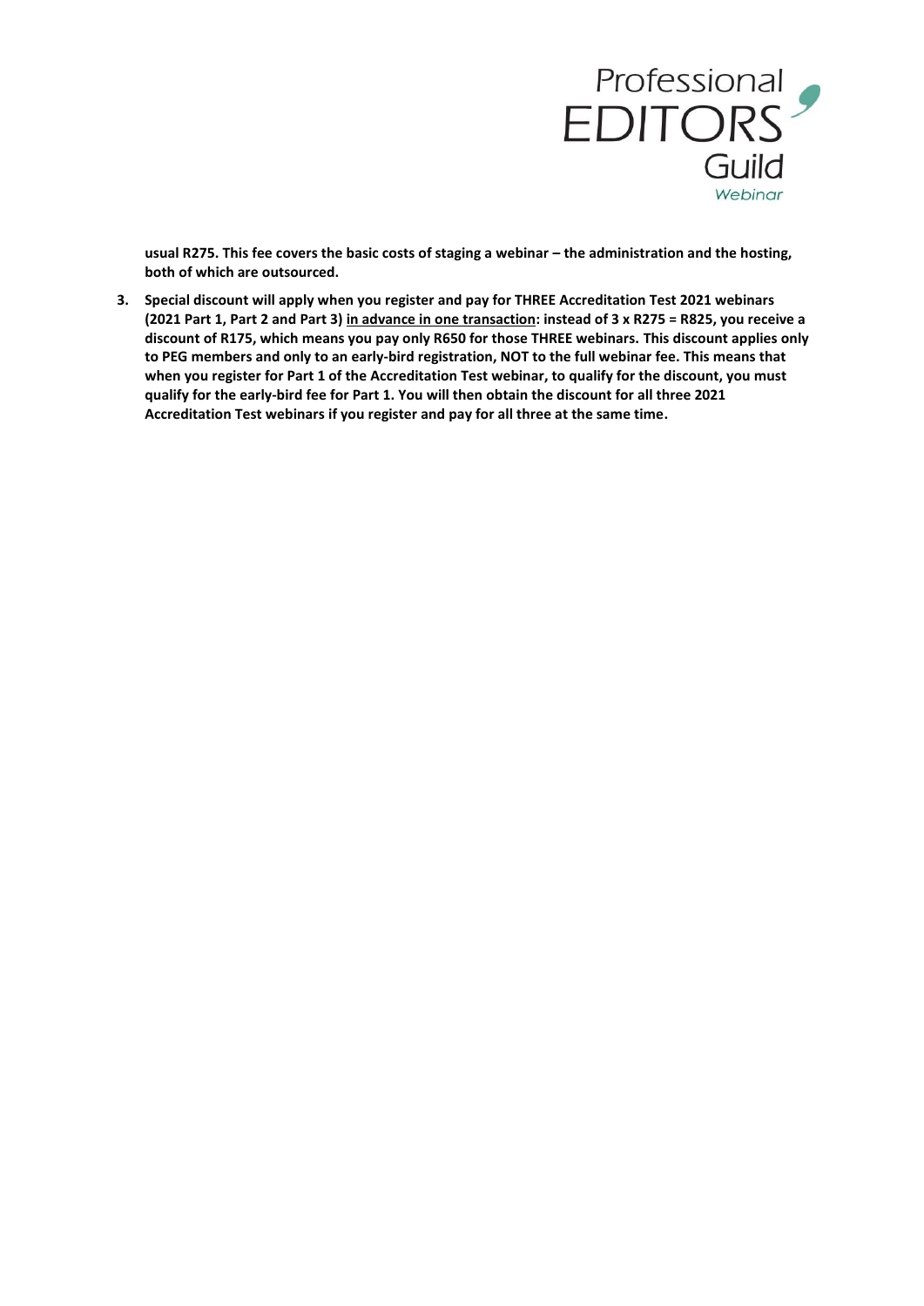**usual R275. This fee covers the basic costs of staging a webinar – the administration and the hosting, both of which are outsourced.**

3. **Special discount will apply when you register and pay for THREE Accreditation Test 2021 webinars (2021 Part 1, Part 2 and Part 3) <u>in advance in one transaction</u>: instead of 3 x R275 = R825, you receive a discount of R175, which means you pay only R650 for those THREE webinars. This discount applies only to PEG members and only to an early-bird registration, NOT to the full webinar fee. This means that when you register for Part 1 of the Accreditation Test webinar, to qualify for the discount, you must qualify for the early-bird fee for Part 1. You will then obtain the discount for all three 2021 Accreditation Test webinars if you register and pay for all three at the same time.**